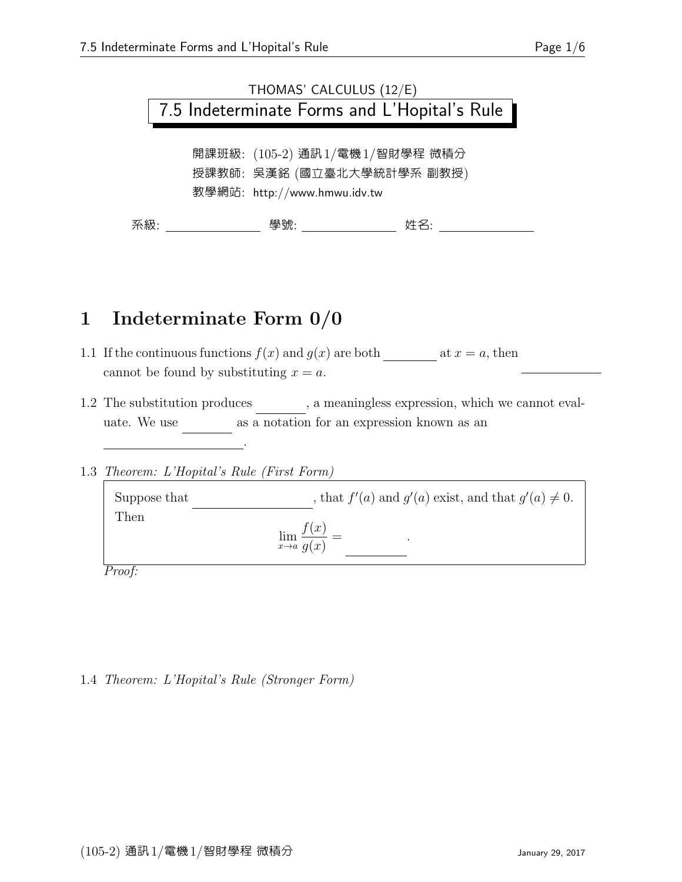THOMAS' CALCULUS (12/E)

# 7.5 Indeterminate Forms and L'Hopital's Rule

開課班級: (105-2) 通訊1/電機1/智財學程 微積分
授課教師: 吳漢銘 (國立臺北大學統計學系 副教授)
教學網站: http://www.hmwu.idv.tw

系級: \_\_\_\_\_\_\_\_\_\_ 學號: \_\_\_\_\_\_\_\_\_\_ 姓名: \_\_\_\_\_\_\_\_\_\_

## 1 Indeterminate Form 0/0

1.1 If the continuous functions $f(x)$ and $g(x)$ are both \_\_\_\_\_\_\_\_ at $x = a$, then \_\_\_\_\_\_\_\_ cannot be found by substituting $x = a$.

1.2 The substitution produces \_\_\_\_\_\_\_\_, a meaningless expression, which we cannot evaluate. We use \_\_\_\_\_\_\_\_ as a notation for an expression known as an \_\_\_\_\_\_\_\_\_\_\_\_\_\_\_\_.

1.3 *Theorem: L'Hopital's Rule (First Form)*

> Suppose that \_\_\_\_\_\_\_\_\_\_\_\_\_\_\_\_, that $f'(a)$ and $g'(a)$ exist, and that $g'(a) \neq 0$. Then
>
> $$\lim_{x \to a} \frac{f(x)}{g(x)} = \underline{\hspace{3em}}.$$

*Proof:*

1.4 *Theorem: L'Hopital's Rule (Stronger Form)*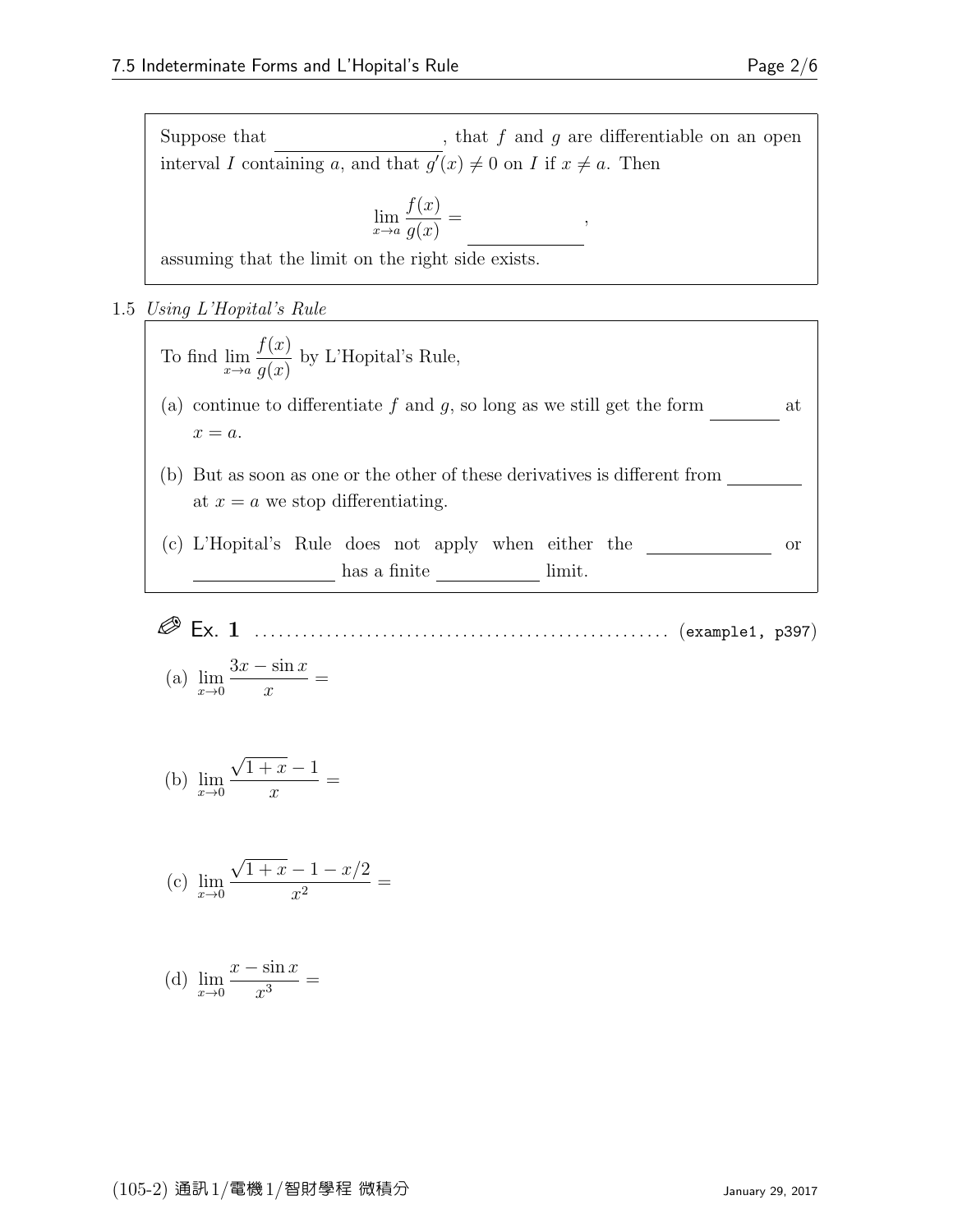Suppose that \_\_\_\_\_\_\_\_\_\_\_\_\_\_\_\_, that $f$ and $g$ are differentiable on an open interval $I$ containing $a$, and that $g'(x) \neq 0$ on $I$ if $x \neq a$. Then

$$\lim_{x \to a} \frac{f(x)}{g(x)} = \underline{\hspace{3cm}},$$

assuming that the limit on the right side exists.

1.5 *Using L'Hopital's Rule*

To find $\lim_{x \to a} \frac{f(x)}{g(x)}$ by L'Hopital's Rule,

(a) continue to differentiate $f$ and $g$, so long as we still get the form \_\_\_\_\_\_\_\_ at $x = a$.

(b) But as soon as one or the other of these derivatives is different from \_\_\_\_\_\_\_\_ at $x = a$ we stop differentiating.

(c) L'Hopital's Rule does not apply when either the \_\_\_\_\_\_\_\_\_\_\_\_ or \_\_\_\_\_\_\_\_\_\_\_\_\_\_ has a finite \_\_\_\_\_\_\_\_\_\_ limit.

**Ex. 1** .................................................. (example1, p397)

(a) $\lim_{x \to 0} \frac{3x - \sin x}{x} =$

(b) $\lim_{x \to 0} \frac{\sqrt{1+x} - 1}{x} =$

(c) $\lim_{x \to 0} \frac{\sqrt{1+x} - 1 - x/2}{x^2} =$

(d) $\lim_{x \to 0} \frac{x - \sin x}{x^3} =$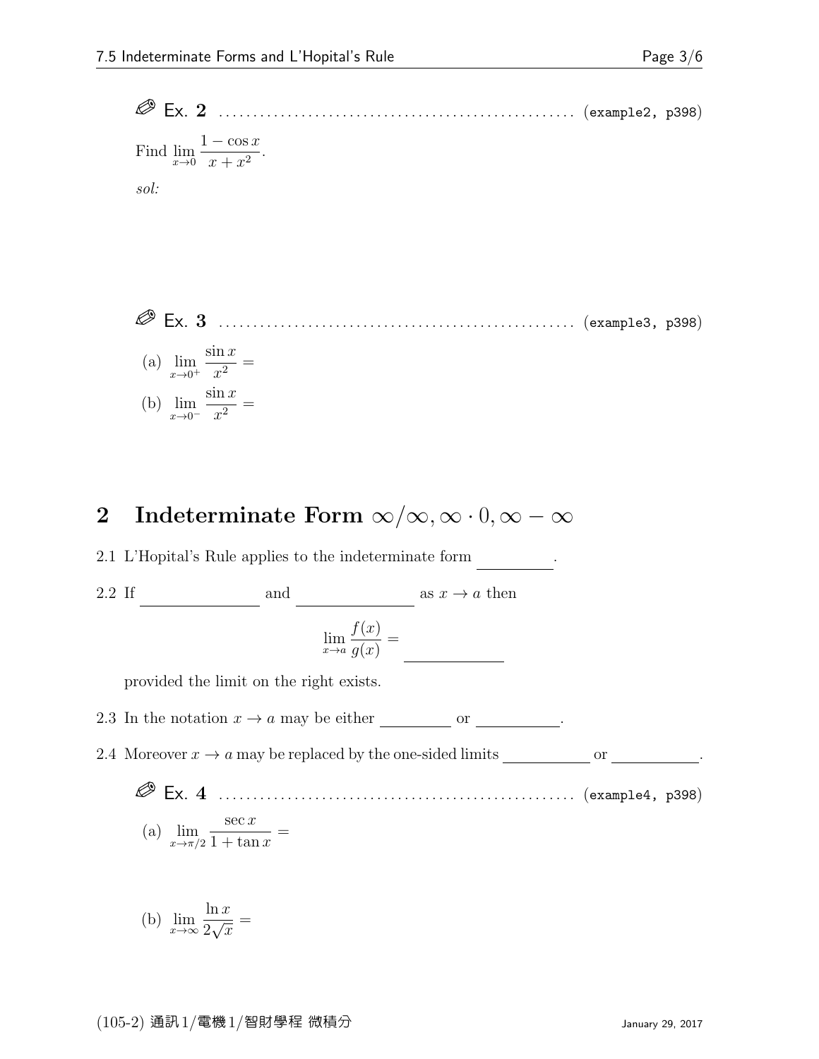✎ Ex. 2 .................................................. (example2, p398)

Find $\lim_{x \to 0} \frac{1 - \cos x}{x + x^2}$.

*sol:*

✎ Ex. 3 .................................................. (example3, p398)

(a) $\lim_{x \to 0^+} \frac{\sin x}{x^2} =$

(b) $\lim_{x \to 0^-} \frac{\sin x}{x^2} =$

## 2 Indeterminate Form $\infty/\infty, \infty \cdot 0, \infty - \infty$

2.1 L'Hopital's Rule applies to the indeterminate form ________.

2.2 If ______________ and ______________ as $x \to a$ then

$$\lim_{x \to a} \frac{f(x)}{g(x)} = \underline{\hspace{3cm}}$$

provided the limit on the right exists.

2.3 In the notation $x \to a$ may be either ________ or ________.

2.4 Moreover $x \to a$ may be replaced by the one-sided limits __________ or __________.

✎ Ex. 4 .................................................. (example4, p398)

(a) $\lim_{x \to \pi/2} \frac{\sec x}{1 + \tan x} =$

(b) $\lim_{x \to \infty} \frac{\ln x}{2\sqrt{x}} =$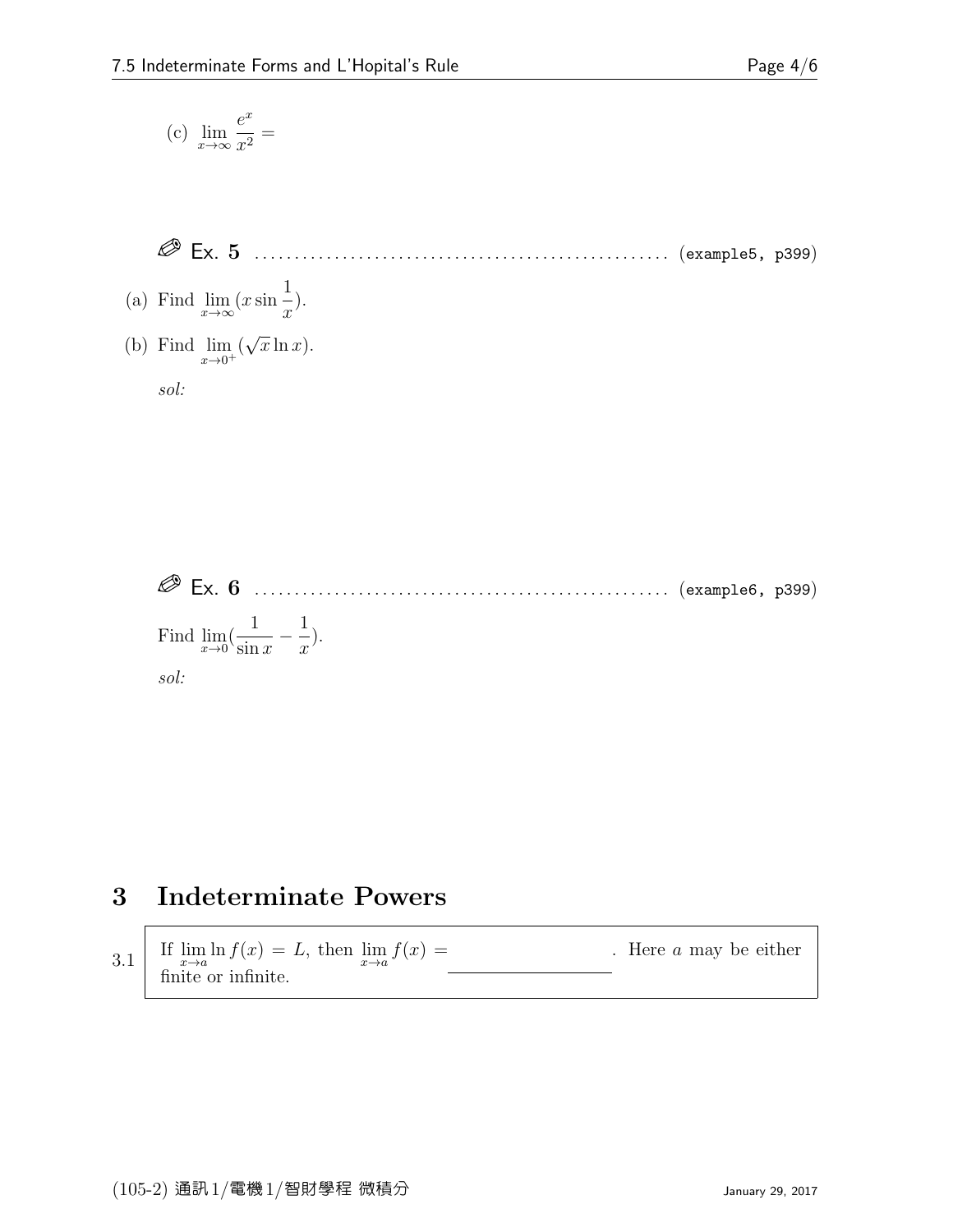(c) $\lim_{x \to \infty} \frac{e^x}{x^2} =$

**Ex. 5** ................................................... (example5, p399)

(a) Find $\lim_{x \to \infty} (x \sin \frac{1}{x})$.

(b) Find $\lim_{x \to 0^+} (\sqrt{x} \ln x)$.

*sol:*

**Ex. 6** ................................................... (example6, p399)

Find $\lim_{x \to 0} (\frac{1}{\sin x} - \frac{1}{x})$.

*sol:*

# 3 Indeterminate Powers

3.1 If $\lim_{x \to a} \ln f(x) = L$, then $\lim_{x \to a} f(x) =$ \_\_\_\_\_\_\_\_\_\_\_\_\_\_\_\_. Here $a$ may be either finite or infinite.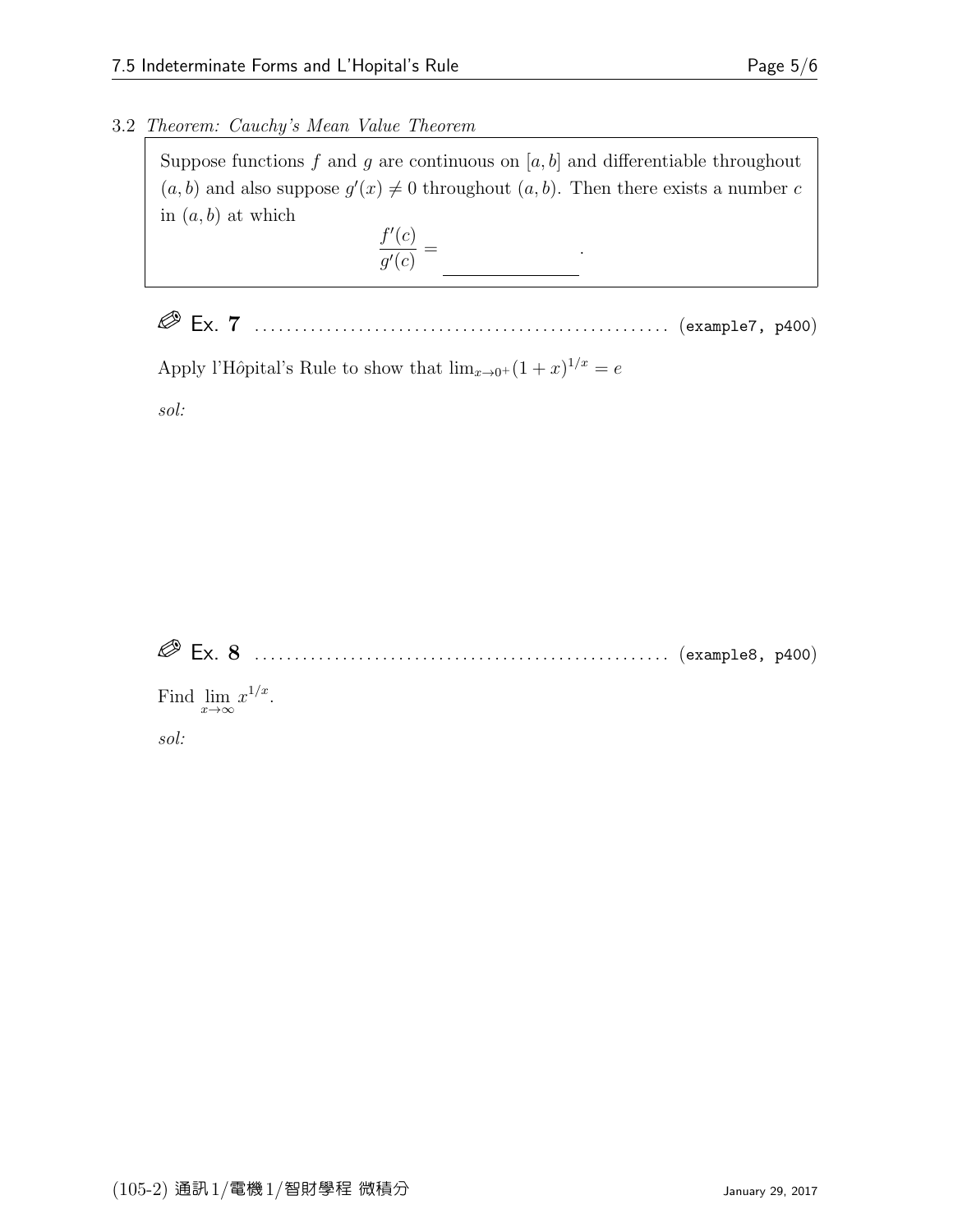### 3.2 *Theorem: Cauchy's Mean Value Theorem*

Suppose functions $f$ and $g$ are continuous on $[a, b]$ and differentiable throughout $(a, b)$ and also suppose $g'(x) \neq 0$ throughout $(a, b)$. Then there exists a number $c$ in $(a, b)$ at which

$$\frac{f'(c)}{g'(c)} = \underline{\hspace{3cm}}.$$

**Ex. 7** ........................................ (example7, p400)

Apply l'Hôpital's Rule to show that $\lim_{x \to 0^+}(1 + x)^{1/x} = e$

*sol:*

**Ex. 8** ........................................ (example8, p400)

Find $\lim\limits_{x \to \infty} x^{1/x}$.

*sol:*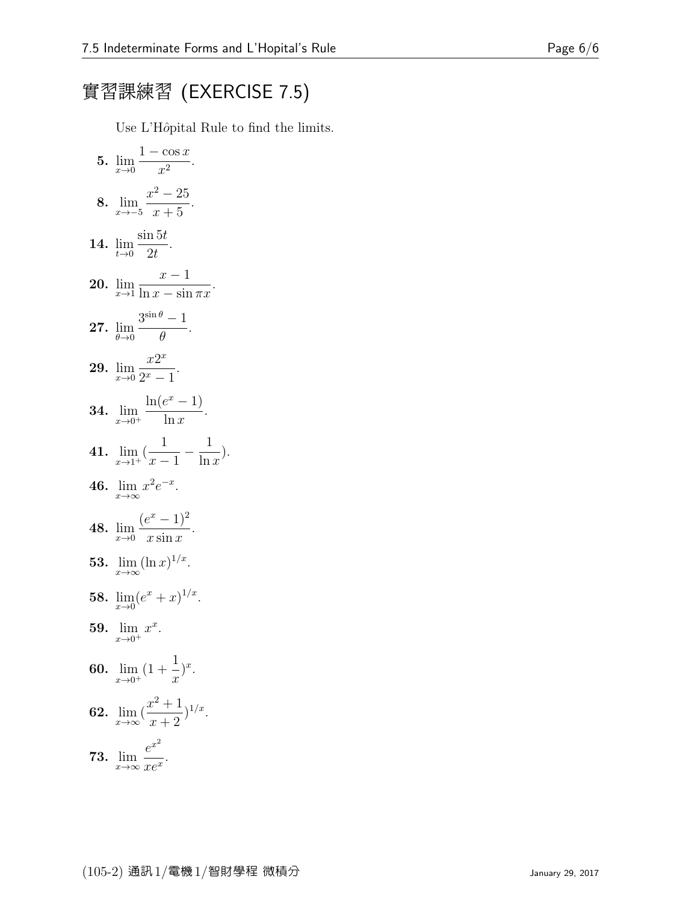# 實習課練習 (EXERCISE 7.5)

Use L'Hôpital Rule to find the limits.

**5.** $\lim_{x \to 0} \frac{1 - \cos x}{x^2}$.

**8.** $\lim_{x \to -5} \frac{x^2 - 25}{x + 5}$.

**14.** $\lim_{t \to 0} \frac{\sin 5t}{2t}$.

**20.** $\lim_{x \to 1} \frac{x - 1}{\ln x - \sin \pi x}$.

**27.** $\lim_{\theta \to 0} \frac{3^{\sin \theta} - 1}{\theta}$.

**29.** $\lim_{x \to 0} \frac{x 2^x}{2^x - 1}$.

**34.** $\lim_{x \to 0^+} \frac{\ln(e^x - 1)}{\ln x}$.

**41.** $\lim_{x \to 1^+} (\frac{1}{x - 1} - \frac{1}{\ln x})$.

**46.** $\lim_{x \to \infty} x^2 e^{-x}$.

**48.** $\lim_{x \to 0} \frac{(e^x - 1)^2}{x \sin x}$.

**53.** $\lim_{x \to \infty} (\ln x)^{1/x}$.

**58.** $\lim_{x \to 0} (e^x + x)^{1/x}$.

**59.** $\lim_{x \to 0^+} x^x$.

**60.** $\lim_{x \to 0^+} (1 + \frac{1}{x})^x$.

**62.** $\lim_{x \to \infty} (\frac{x^2 + 1}{x + 2})^{1/x}$.

**73.** $\lim_{x \to \infty} \frac{e^{x^2}}{x e^x}$.